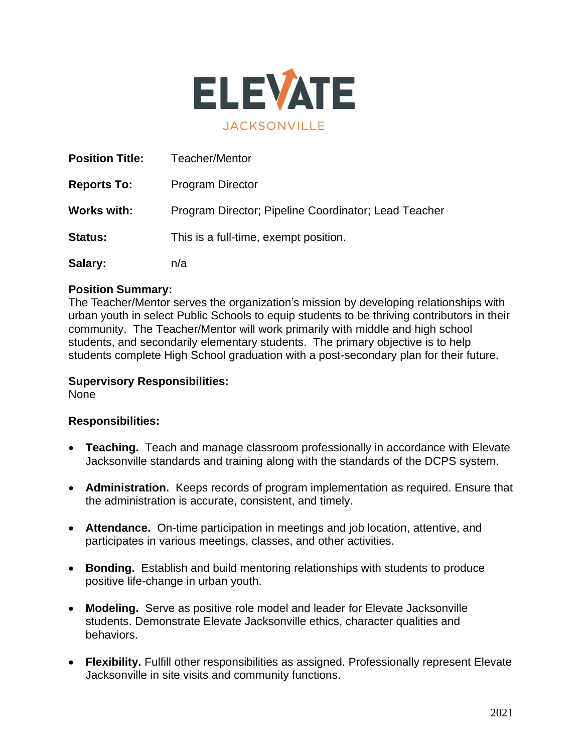# ELEVATE

JACKSONVILLE

**Position Title:** Teacher/Mentor

**Reports To:** Program Director

**Works with:** Program Director; Pipeline Coordinator; Lead Teacher

**Status:** This is a full-time, exempt position.

**Salary:** n/a

**Position Summary:**
The Teacher/Mentor serves the organization's mission by developing relationships with urban youth in select Public Schools to equip students to be thriving contributors in their community. The Teacher/Mentor will work primarily with middle and high school students, and secondarily elementary students. The primary objective is to help students complete High School graduation with a post-secondary plan for their future.

**Supervisory Responsibilities:**
None

**Responsibilities:**

- **Teaching.** Teach and manage classroom professionally in accordance with Elevate Jacksonville standards and training along with the standards of the DCPS system.
- **Administration.** Keeps records of program implementation as required. Ensure that the administration is accurate, consistent, and timely.
- **Attendance.** On-time participation in meetings and job location, attentive, and participates in various meetings, classes, and other activities.
- **Bonding.** Establish and build mentoring relationships with students to produce positive life-change in urban youth.
- **Modeling.** Serve as positive role model and leader for Elevate Jacksonville students. Demonstrate Elevate Jacksonville ethics, character qualities and behaviors.
- **Flexibility.** Fulfill other responsibilities as assigned. Professionally represent Elevate Jacksonville in site visits and community functions.

2021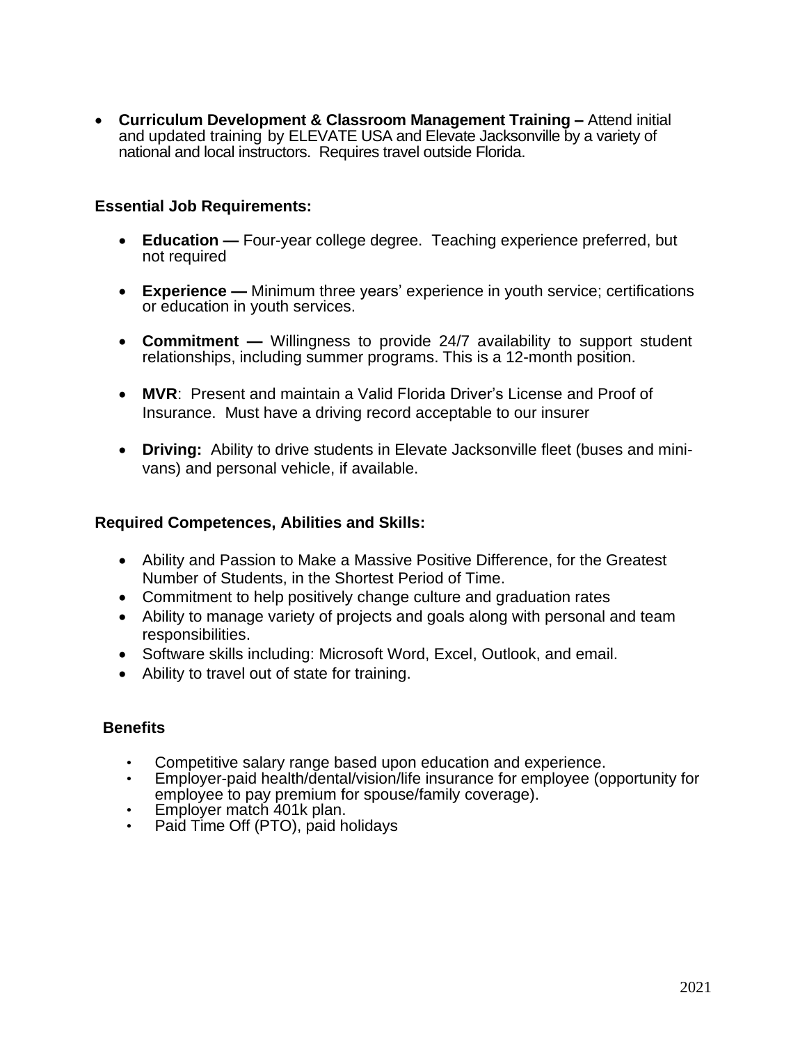- **Curriculum Development & Classroom Management Training –** Attend initial and updated training by ELEVATE USA and Elevate Jacksonville by a variety of national and local instructors. Requires travel outside Florida.

**Essential Job Requirements:**

- **Education —** Four-year college degree. Teaching experience preferred, but not required
- **Experience —** Minimum three years' experience in youth service; certifications or education in youth services.
- **Commitment —** Willingness to provide 24/7 availability to support student relationships, including summer programs. This is a 12-month position.
- **MVR**: Present and maintain a Valid Florida Driver's License and Proof of Insurance. Must have a driving record acceptable to our insurer
- **Driving:** Ability to drive students in Elevate Jacksonville fleet (buses and mini-vans) and personal vehicle, if available.

**Required Competences, Abilities and Skills:**

- Ability and Passion to Make a Massive Positive Difference, for the Greatest Number of Students, in the Shortest Period of Time.
- Commitment to help positively change culture and graduation rates
- Ability to manage variety of projects and goals along with personal and team responsibilities.
- Software skills including: Microsoft Word, Excel, Outlook, and email.
- Ability to travel out of state for training.

**Benefits**

- Competitive salary range based upon education and experience.
- Employer-paid health/dental/vision/life insurance for employee (opportunity for employee to pay premium for spouse/family coverage).
- Employer match 401k plan.
- Paid Time Off (PTO), paid holidays

2021